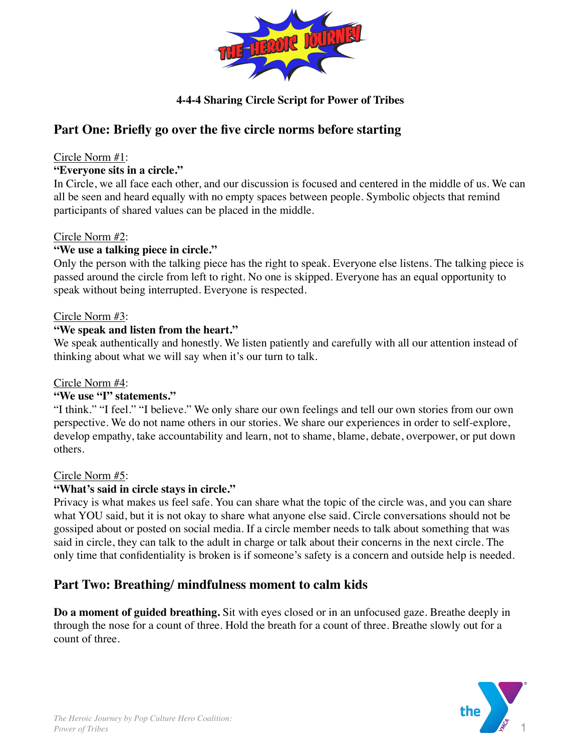**4-4-4 Sharing Circle Script for Power of Tribes**

## Part One: Briefly go over the five circle norms before starting

Circle Norm #1:

**"Everyone sits in a circle."**

In Circle, we all face each other, and our discussion is focused and centered in the middle of us. We can all be seen and heard equally with no empty spaces between people. Symbolic objects that remind participants of shared values can be placed in the middle.

Circle Norm #2:

**"We use a talking piece in circle."**

Only the person with the talking piece has the right to speak. Everyone else listens. The talking piece is passed around the circle from left to right. No one is skipped. Everyone has an equal opportunity to speak without being interrupted. Everyone is respected.

Circle Norm #3:

**"We speak and listen from the heart."**

We speak authentically and honestly. We listen patiently and carefully with all our attention instead of thinking about what we will say when it's our turn to talk.

Circle Norm #4:

**"We use "I" statements."**

"I think." "I feel." "I believe." We only share our own feelings and tell our own stories from our own perspective. We do not name others in our stories. We share our experiences in order to self-explore, develop empathy, take accountability and learn, not to shame, blame, debate, overpower, or put down others.

Circle Norm #5:

**"What's said in circle stays in circle."**

Privacy is what makes us feel safe. You can share what the topic of the circle was, and you can share what YOU said, but it is not okay to share what anyone else said. Circle conversations should not be gossiped about or posted on social media. If a circle member needs to talk about something that was said in circle, they can talk to the adult in charge or talk about their concerns in the next circle. The only time that confidentiality is broken is if someone's safety is a concern and outside help is needed.

## Part Two: Breathing/ mindfulness moment to calm kids

**Do a moment of guided breathing.** Sit with eyes closed or in an unfocused gaze. Breathe deeply in through the nose for a count of three. Hold the breath for a count of three. Breathe slowly out for a count of three.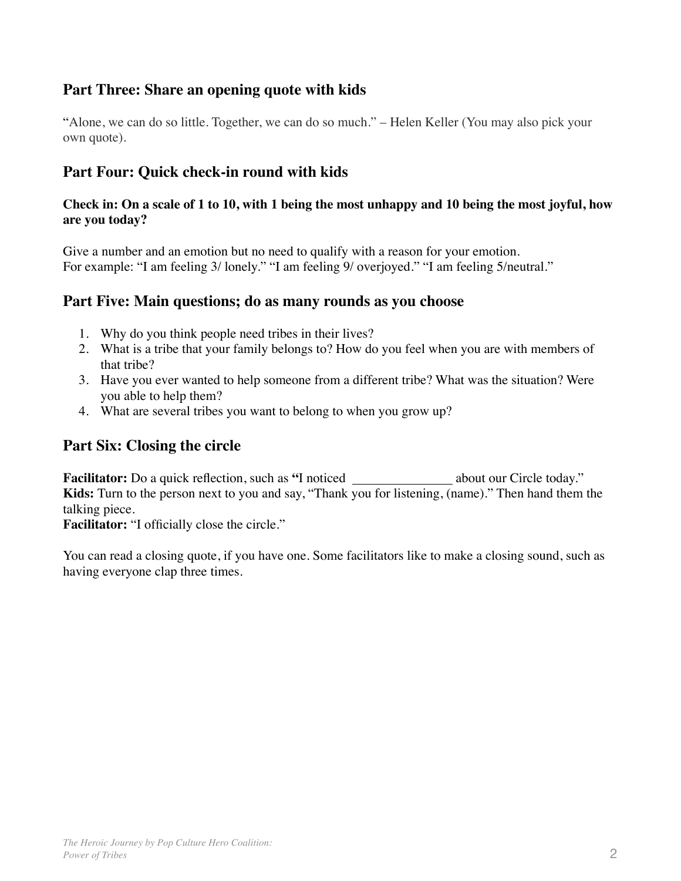## Part Three: Share an opening quote with kids

"Alone, we can do so little. Together, we can do so much." – Helen Keller (You may also pick your own quote).

## Part Four: Quick check-in round with kids

**Check in: On a scale of 1 to 10, with 1 being the most unhappy and 10 being the most joyful, how are you today?**

Give a number and an emotion but no need to qualify with a reason for your emotion.
For example: "I am feeling 3/ lonely." "I am feeling 9/ overjoyed." "I am feeling 5/neutral."

## Part Five: Main questions; do as many rounds as you choose

1. Why do you think people need tribes in their lives?
2. What is a tribe that your family belongs to? How do you feel when you are with members of that tribe?
3. Have you ever wanted to help someone from a different tribe? What was the situation? Were you able to help them?
4. What are several tribes you want to belong to when you grow up?

## Part Six: Closing the circle

**Facilitator:** Do a quick reflection, such as **"**I noticed _______________ about our Circle today."
**Kids:** Turn to the person next to you and say, "Thank you for listening, (name)." Then hand them the talking piece.
**Facilitator:** "I officially close the circle."

You can read a closing quote, if you have one. Some facilitators like to make a closing sound, such as having everyone clap three times.